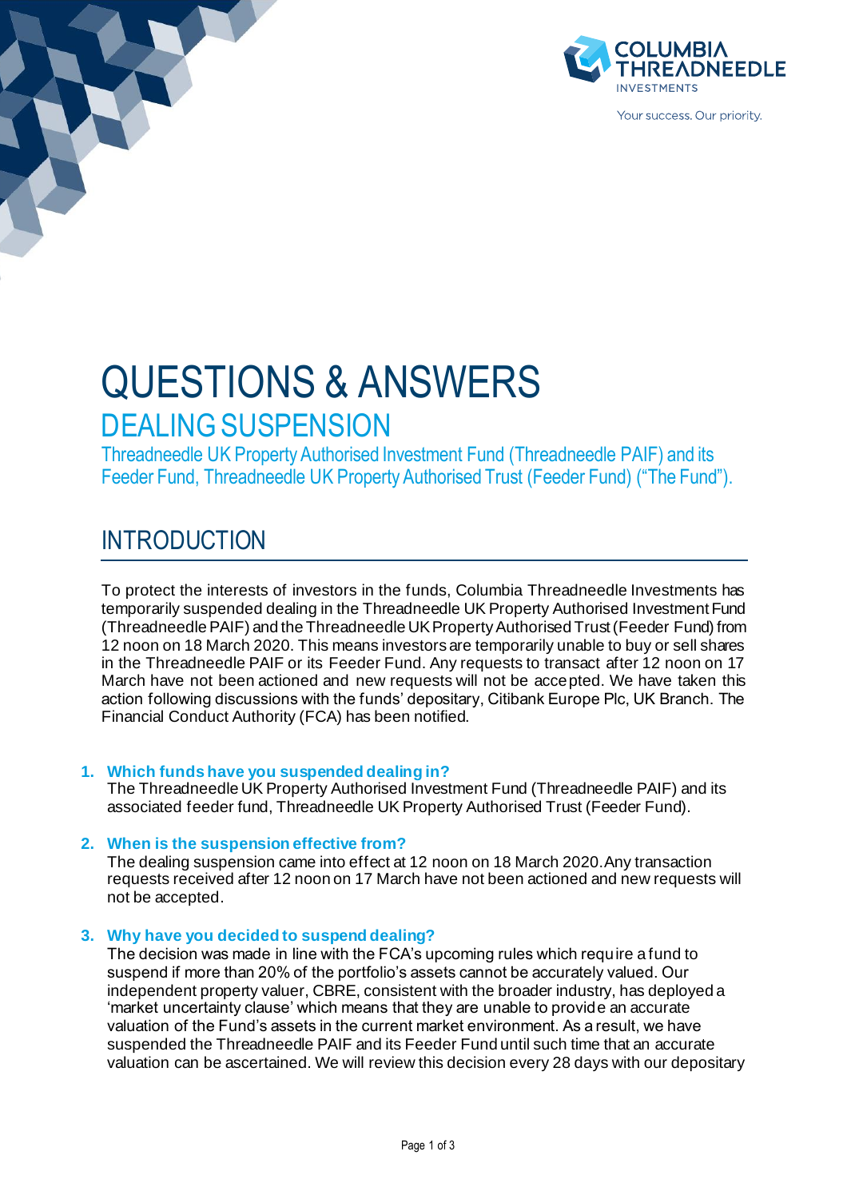# QUESTIONS & ANSWERS

## DEALING SUSPENSION

Threadneedle UK Property Authorised Investment Fund (Threadneedle PAIF) and its Feeder Fund, Threadneedle UK Property Authorised Trust (Feeder Fund) ("The Fund").

## INTRODUCTION

To protect the interests of investors in the funds, Columbia Threadneedle Investments has temporarily suspended dealing in the Threadneedle UK Property Authorised Investment Fund (Threadneedle PAIF) and the Threadneedle UK Property Authorised Trust (Feeder Fund) from 12 noon on 18 March 2020. This means investors are temporarily unable to buy or sell shares in the Threadneedle PAIF or its Feeder Fund. Any requests to transact after 12 noon on 17 March have not been actioned and new requests will not be accepted. We have taken this action following discussions with the funds' depositary, Citibank Europe Plc, UK Branch. The Financial Conduct Authority (FCA) has been notified.

1. **Which funds have you suspended dealing in?**
   The Threadneedle UK Property Authorised Investment Fund (Threadneedle PAIF) and its associated feeder fund, Threadneedle UK Property Authorised Trust (Feeder Fund).

2. **When is the suspension effective from?**
   The dealing suspension came into effect at 12 noon on 18 March 2020. Any transaction requests received after 12 noon on 17 March have not been actioned and new requests will not be accepted.

3. **Why have you decided to suspend dealing?**
   The decision was made in line with the FCA's upcoming rules which require a fund to suspend if more than 20% of the portfolio's assets cannot be accurately valued. Our independent property valuer, CBRE, consistent with the broader industry, has deployed a 'market uncertainty clause' which means that they are unable to provide an accurate valuation of the Fund's assets in the current market environment. As a result, we have suspended the Threadneedle PAIF and its Feeder Fund until such time that an accurate valuation can be ascertained. We will review this decision every 28 days with our depositary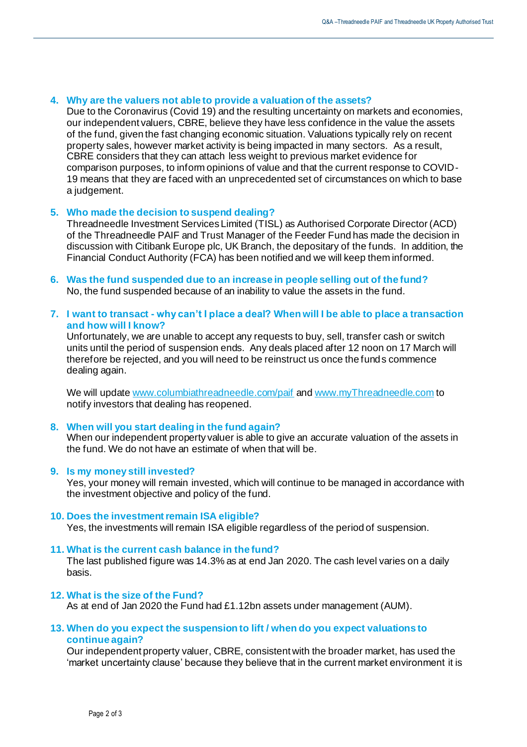4. **Why are the valuers not able to provide a valuation of the assets?**
   Due to the Coronavirus (Covid 19) and the resulting uncertainty on markets and economies, our independent valuers, CBRE, believe they have less confidence in the value the assets of the fund, given the fast changing economic situation. Valuations typically rely on recent property sales, however market activity is being impacted in many sectors. As a result, CBRE considers that they can attach less weight to previous market evidence for comparison purposes, to inform opinions of value and that the current response to COVID-19 means that they are faced with an unprecedented set of circumstances on which to base a judgement.

5. **Who made the decision to suspend dealing?**
   Threadneedle Investment Services Limited (TISL) as Authorised Corporate Director (ACD) of the Threadneedle PAIF and Trust Manager of the Feeder Fund has made the decision in discussion with Citibank Europe plc, UK Branch, the depositary of the funds. In addition, the Financial Conduct Authority (FCA) has been notified and we will keep them informed.

6. **Was the fund suspended due to an increase in people selling out of the fund?**
   No, the fund suspended because of an inability to value the assets in the fund.

7. **I want to transact - why can't I place a deal? When will I be able to place a transaction and how will I know?**
   Unfortunately, we are unable to accept any requests to buy, sell, transfer cash or switch units until the period of suspension ends. Any deals placed after 12 noon on 17 March will therefore be rejected, and you will need to be reinstruct us once the funds commence dealing again.

   We will update [www.columbiathreadneedle.com/paif](http://www.columbiathreadneedle.com/paif) and [www.myThreadneedle.com](http://www.myThreadneedle.com) to notify investors that dealing has reopened.

8. **When will you start dealing in the fund again?**
   When our independent property valuer is able to give an accurate valuation of the assets in the fund. We do not have an estimate of when that will be.

9. **Is my money still invested?**
   Yes, your money will remain invested, which will continue to be managed in accordance with the investment objective and policy of the fund.

10. **Does the investment remain ISA eligible?**
    Yes, the investments will remain ISA eligible regardless of the period of suspension.

11. **What is the current cash balance in the fund?**
    The last published figure was 14.3% as at end Jan 2020. The cash level varies on a daily basis.

12. **What is the size of the Fund?**
    As at end of Jan 2020 the Fund had £1.12bn assets under management (AUM).

13. **When do you expect the suspension to lift / when do you expect valuations to continue again?**
    Our independent property valuer, CBRE, consistent with the broader market, has used the 'market uncertainty clause' because they believe that in the current market environment it is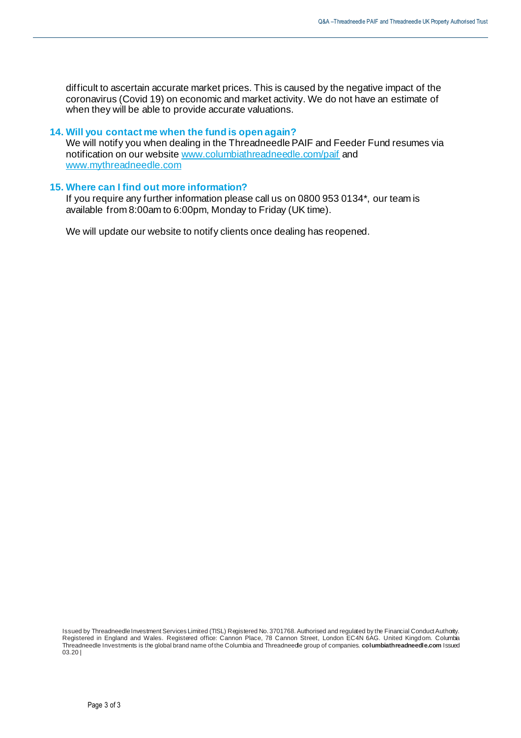difficult to ascertain accurate market prices. This is caused by the negative impact of the coronavirus (Covid 19) on economic and market activity. We do not have an estimate of when they will be able to provide accurate valuations.

### 14. Will you contact me when the fund is open again?

We will notify you when dealing in the Threadneedle PAIF and Feeder Fund resumes via notification on our website [www.columbiathreadneedle.com/paif](www.columbiathreadneedle.com/paif) and [www.mythreadneedle.com](www.mythreadneedle.com)

### 15. Where can I find out more information?

If you require any further information please call us on 0800 953 0134*, our team is available from 8:00am to 6:00pm, Monday to Friday (UK time).

We will update our website to notify clients once dealing has reopened.

Issued by Threadneedle Investment Services Limited (TISL) Registered No. 3701768. Authorised and regulated by the Financial Conduct Authority. Registered in England and Wales. Registered office: Cannon Place, 78 Cannon Street, London EC4N 6AG. United Kingdom. Columbia Threadneedle Investments is the global brand name of the Columbia and Threadneedle group of companies. **columbiathreadneedle.com** Issued 03.20 |